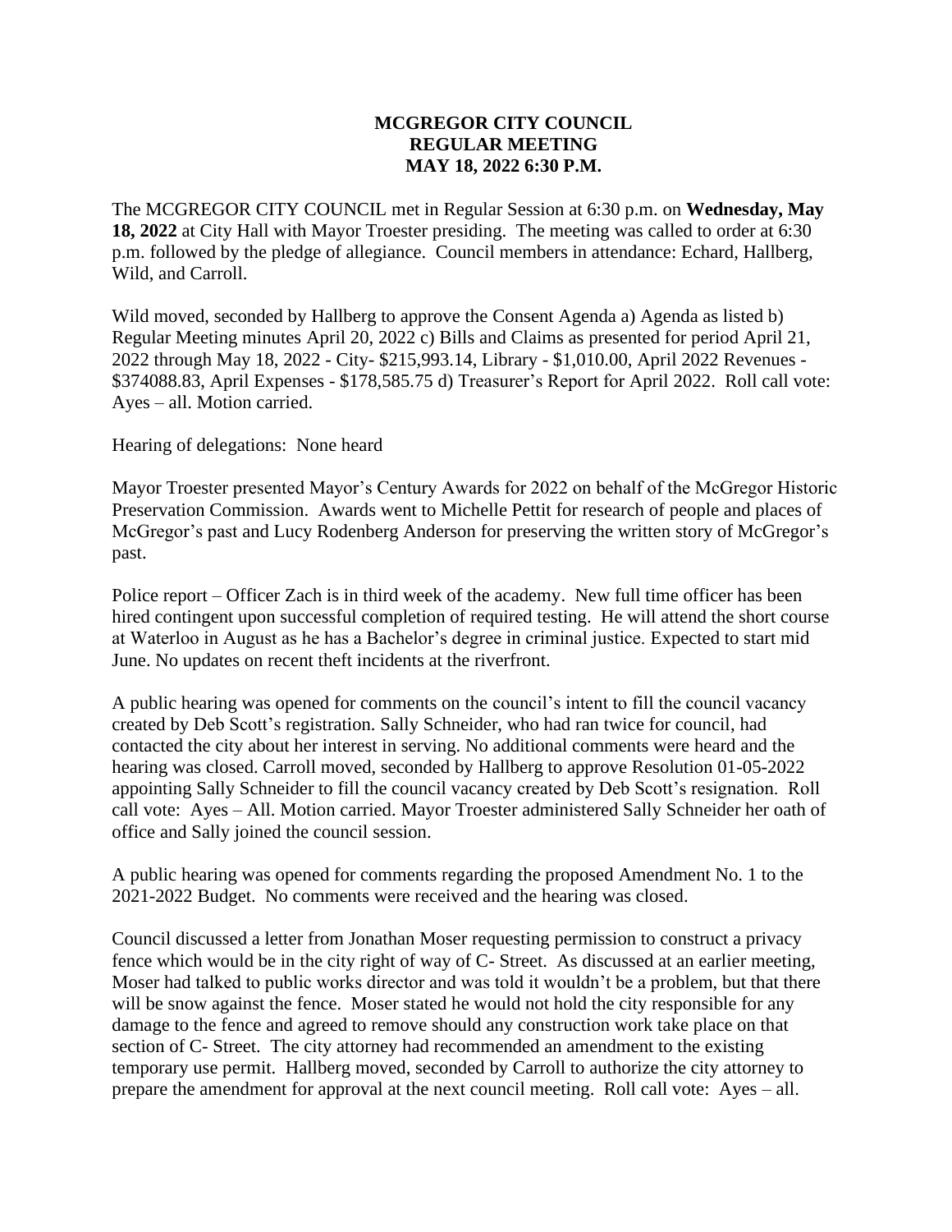**MCGREGOR CITY COUNCIL**
**REGULAR MEETING**
**MAY 18, 2022 6:30 P.M.**

The MCGREGOR CITY COUNCIL met in Regular Session at 6:30 p.m. on **Wednesday, May 18, 2022** at City Hall with Mayor Troester presiding. The meeting was called to order at 6:30 p.m. followed by the pledge of allegiance. Council members in attendance: Echard, Hallberg, Wild, and Carroll.

Wild moved, seconded by Hallberg to approve the Consent Agenda a) Agenda as listed b) Regular Meeting minutes April 20, 2022 c) Bills and Claims as presented for period April 21, 2022 through May 18, 2022 - City- $215,993.14, Library - $1,010.00, April 2022 Revenues - $374088.83, April Expenses - $178,585.75 d) Treasurer's Report for April 2022. Roll call vote: Ayes – all. Motion carried.

Hearing of delegations: None heard

Mayor Troester presented Mayor's Century Awards for 2022 on behalf of the McGregor Historic Preservation Commission. Awards went to Michelle Pettit for research of people and places of McGregor's past and Lucy Rodenberg Anderson for preserving the written story of McGregor's past.

Police report – Officer Zach is in third week of the academy. New full time officer has been hired contingent upon successful completion of required testing. He will attend the short course at Waterloo in August as he has a Bachelor's degree in criminal justice. Expected to start mid June. No updates on recent theft incidents at the riverfront.

A public hearing was opened for comments on the council's intent to fill the council vacancy created by Deb Scott's registration. Sally Schneider, who had ran twice for council, had contacted the city about her interest in serving. No additional comments were heard and the hearing was closed. Carroll moved, seconded by Hallberg to approve Resolution 01-05-2022 appointing Sally Schneider to fill the council vacancy created by Deb Scott's resignation. Roll call vote: Ayes – All. Motion carried. Mayor Troester administered Sally Schneider her oath of office and Sally joined the council session.

A public hearing was opened for comments regarding the proposed Amendment No. 1 to the 2021-2022 Budget. No comments were received and the hearing was closed.

Council discussed a letter from Jonathan Moser requesting permission to construct a privacy fence which would be in the city right of way of C- Street. As discussed at an earlier meeting, Moser had talked to public works director and was told it wouldn't be a problem, but that there will be snow against the fence. Moser stated he would not hold the city responsible for any damage to the fence and agreed to remove should any construction work take place on that section of C- Street. The city attorney had recommended an amendment to the existing temporary use permit. Hallberg moved, seconded by Carroll to authorize the city attorney to prepare the amendment for approval at the next council meeting. Roll call vote: Ayes – all.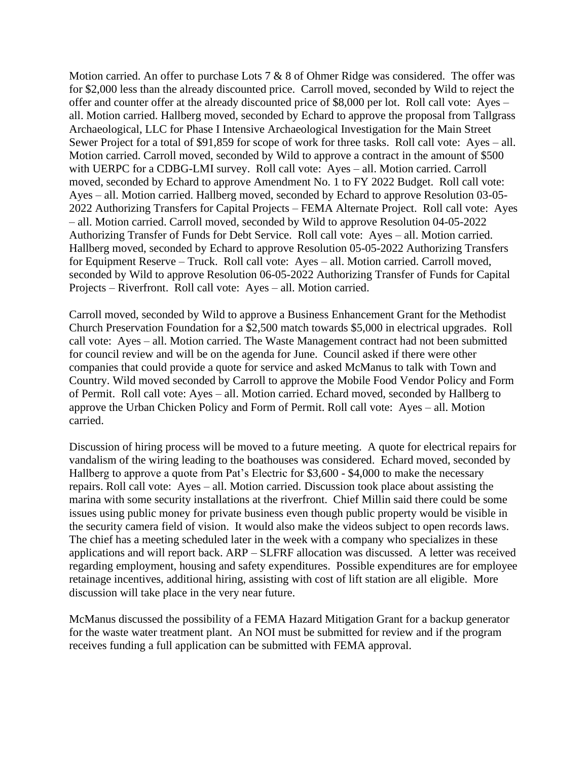Motion carried. An offer to purchase Lots 7 & 8 of Ohmer Ridge was considered. The offer was for $2,000 less than the already discounted price. Carroll moved, seconded by Wild to reject the offer and counter offer at the already discounted price of $8,000 per lot. Roll call vote: Ayes – all. Motion carried. Hallberg moved, seconded by Echard to approve the proposal from Tallgrass Archaeological, LLC for Phase I Intensive Archaeological Investigation for the Main Street Sewer Project for a total of $91,859 for scope of work for three tasks. Roll call vote: Ayes – all. Motion carried. Carroll moved, seconded by Wild to approve a contract in the amount of $500 with UERPC for a CDBG-LMI survey. Roll call vote: Ayes – all. Motion carried. Carroll moved, seconded by Echard to approve Amendment No. 1 to FY 2022 Budget. Roll call vote: Ayes – all. Motion carried. Hallberg moved, seconded by Echard to approve Resolution 03-05-2022 Authorizing Transfers for Capital Projects – FEMA Alternate Project. Roll call vote: Ayes – all. Motion carried. Carroll moved, seconded by Wild to approve Resolution 04-05-2022 Authorizing Transfer of Funds for Debt Service. Roll call vote: Ayes – all. Motion carried. Hallberg moved, seconded by Echard to approve Resolution 05-05-2022 Authorizing Transfers for Equipment Reserve – Truck. Roll call vote: Ayes – all. Motion carried. Carroll moved, seconded by Wild to approve Resolution 06-05-2022 Authorizing Transfer of Funds for Capital Projects – Riverfront. Roll call vote: Ayes – all. Motion carried.

Carroll moved, seconded by Wild to approve a Business Enhancement Grant for the Methodist Church Preservation Foundation for a $2,500 match towards $5,000 in electrical upgrades. Roll call vote: Ayes – all. Motion carried. The Waste Management contract had not been submitted for council review and will be on the agenda for June. Council asked if there were other companies that could provide a quote for service and asked McManus to talk with Town and Country. Wild moved seconded by Carroll to approve the Mobile Food Vendor Policy and Form of Permit. Roll call vote: Ayes – all. Motion carried. Echard moved, seconded by Hallberg to approve the Urban Chicken Policy and Form of Permit. Roll call vote: Ayes – all. Motion carried.

Discussion of hiring process will be moved to a future meeting. A quote for electrical repairs for vandalism of the wiring leading to the boathouses was considered. Echard moved, seconded by Hallberg to approve a quote from Pat's Electric for $3,600 - $4,000 to make the necessary repairs. Roll call vote: Ayes – all. Motion carried. Discussion took place about assisting the marina with some security installations at the riverfront. Chief Millin said there could be some issues using public money for private business even though public property would be visible in the security camera field of vision. It would also make the videos subject to open records laws. The chief has a meeting scheduled later in the week with a company who specializes in these applications and will report back. ARP – SLFRF allocation was discussed. A letter was received regarding employment, housing and safety expenditures. Possible expenditures are for employee retainage incentives, additional hiring, assisting with cost of lift station are all eligible. More discussion will take place in the very near future.

McManus discussed the possibility of a FEMA Hazard Mitigation Grant for a backup generator for the waste water treatment plant. An NOI must be submitted for review and if the program receives funding a full application can be submitted with FEMA approval.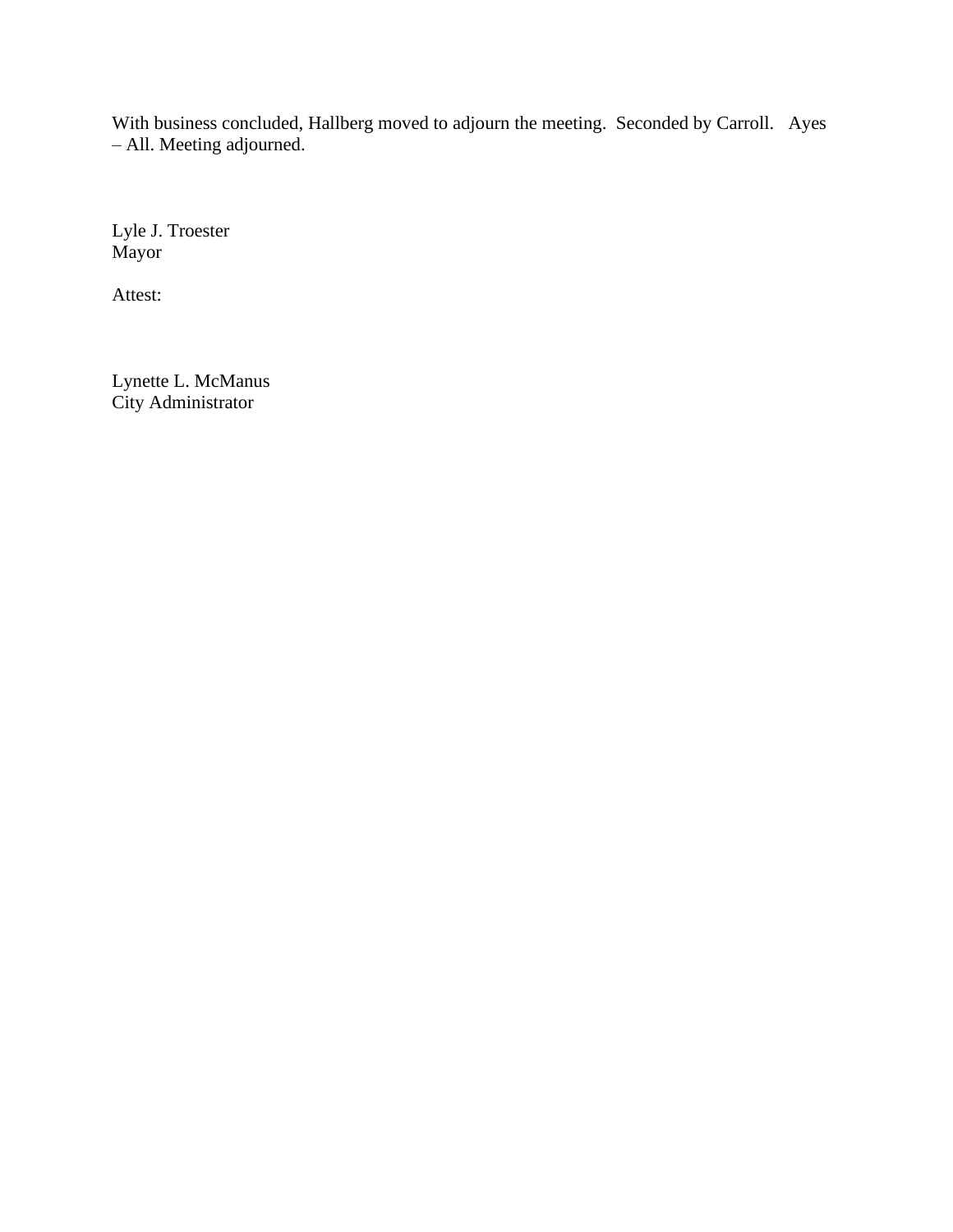With business concluded, Hallberg moved to adjourn the meeting. Seconded by Carroll. Ayes – All. Meeting adjourned.

Lyle J. Troester
Mayor

Attest:

Lynette L. McManus
City Administrator